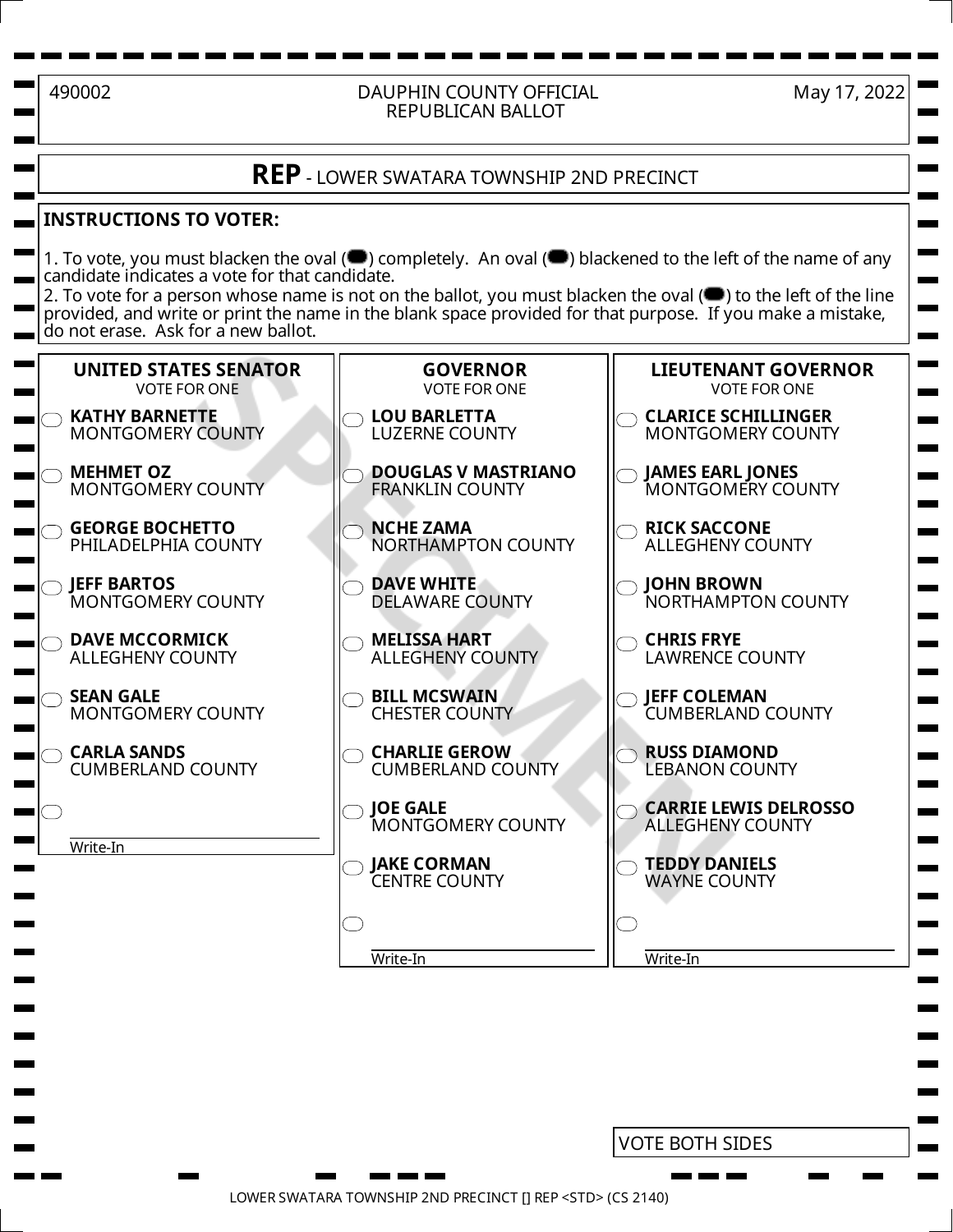490002 | DAUPHIN COUNTY OFFICIAL REPUBLICAN BALLOT | May 17, 2022

# **REP** - LOWER SWATARA TOWNSHIP 2ND PRECINCT

**INSTRUCTIONS TO VOTER:**

1. To vote, you must blacken the oval (⬬) completely. An oval (⬬) blackened to the left of the name of any candidate indicates a vote for that candidate.
2. To vote for a person whose name is not on the ballot, you must blacken the oval (⬬) to the left of the line provided, and write or print the name in the blank space provided for that purpose. If you make a mistake, do not erase. Ask for a new ballot.

## UNITED STATES SENATOR
VOTE FOR ONE

- ⬭ **KATHY BARNETTE** MONTGOMERY COUNTY
- ⬭ **MEHMET OZ** MONTGOMERY COUNTY
- ⬭ **GEORGE BOCHETTO** PHILADELPHIA COUNTY
- ⬭ **JEFF BARTOS** MONTGOMERY COUNTY
- ⬭ **DAVE MCCORMICK** ALLEGHENY COUNTY
- ⬭ **SEAN GALE** MONTGOMERY COUNTY
- ⬭ **CARLA SANDS** CUMBERLAND COUNTY
- ⬭ ______________ Write-In

## GOVERNOR
VOTE FOR ONE

- ⬭ **LOU BARLETTA** LUZERNE COUNTY
- ⬭ **DOUGLAS V MASTRIANO** FRANKLIN COUNTY
- ⬭ **NCHE ZAMA** NORTHAMPTON COUNTY
- ⬭ **DAVE WHITE** DELAWARE COUNTY
- ⬭ **MELISSA HART** ALLEGHENY COUNTY
- ⬭ **BILL MCSWAIN** CHESTER COUNTY
- ⬭ **CHARLIE GEROW** CUMBERLAND COUNTY
- ⬭ **JOE GALE** MONTGOMERY COUNTY
- ⬭ **JAKE CORMAN** CENTRE COUNTY
- ⬭ ______________ Write-In

## LIEUTENANT GOVERNOR
VOTE FOR ONE

- ⬭ **CLARICE SCHILLINGER** MONTGOMERY COUNTY
- ⬭ **JAMES EARL JONES** MONTGOMERY COUNTY
- ⬭ **RICK SACCONE** ALLEGHENY COUNTY
- ⬭ **JOHN BROWN** NORTHAMPTON COUNTY
- ⬭ **CHRIS FRYE** LAWRENCE COUNTY
- ⬭ **JEFF COLEMAN** CUMBERLAND COUNTY
- ⬭ **RUSS DIAMOND** LEBANON COUNTY
- ⬭ **CARRIE LEWIS DELROSSO** ALLEGHENY COUNTY
- ⬭ **TEDDY DANIELS** WAYNE COUNTY
- ⬭ ______________ Write-In

VOTE BOTH SIDES

LOWER SWATARA TOWNSHIP 2ND PRECINCT [] REP <STD> (CS 2140)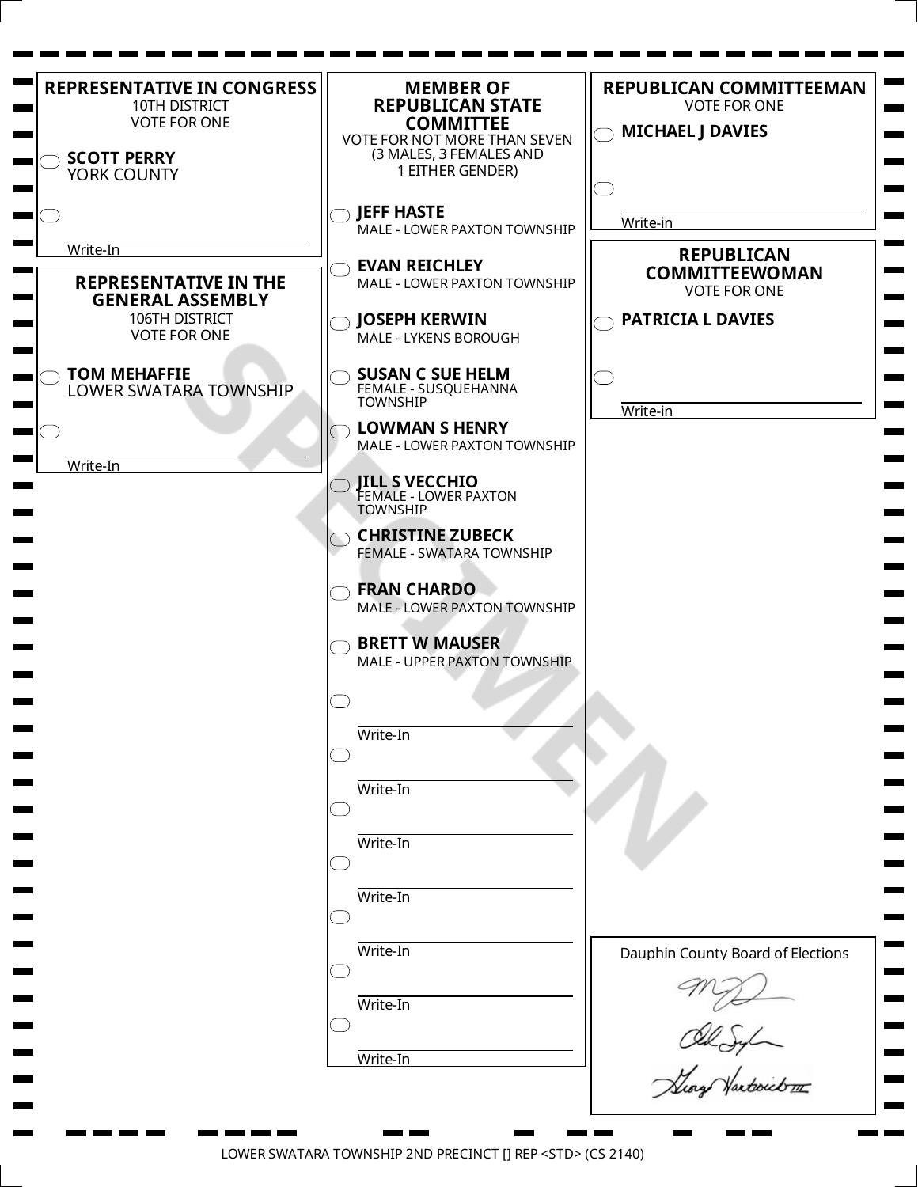## REPRESENTATIVE IN CONGRESS

10TH DISTRICT
VOTE FOR ONE

- SCOTT PERRY
  YORK COUNTY
- Write-In

## REPRESENTATIVE IN THE GENERAL ASSEMBLY

106TH DISTRICT
VOTE FOR ONE

- TOM MEHAFFIE
  LOWER SWATARA TOWNSHIP
- Write-In

## MEMBER OF REPUBLICAN STATE COMMITTEE

VOTE FOR NOT MORE THAN SEVEN
(3 MALES, 3 FEMALES AND
1 EITHER GENDER)

- JEFF HASTE
  MALE - LOWER PAXTON TOWNSHIP
- EVAN REICHLEY
  MALE - LOWER PAXTON TOWNSHIP
- JOSEPH KERWIN
  MALE - LYKENS BOROUGH
- SUSAN C SUE HELM
  FEMALE - SUSQUEHANNA TOWNSHIP
- LOWMAN S HENRY
  MALE - LOWER PAXTON TOWNSHIP
- JILL S VECCHIO
  FEMALE - LOWER PAXTON TOWNSHIP
- CHRISTINE ZUBECK
  FEMALE - SWATARA TOWNSHIP
- FRAN CHARDO
  MALE - LOWER PAXTON TOWNSHIP
- BRETT W MAUSER
  MALE - UPPER PAXTON TOWNSHIP
- Write-In
- Write-In
- Write-In
- Write-In
- Write-In
- Write-In
- Write-In

## REPUBLICAN COMMITTEEMAN

VOTE FOR ONE

- MICHAEL J DAVIES
- Write-in

## REPUBLICAN COMMITTEEWOMAN

VOTE FOR ONE

- PATRICIA L DAVIES
- Write-in

Dauphin County Board of Elections

SPECIMEN

LOWER SWATARA TOWNSHIP 2ND PRECINCT [] REP <STD> (CS 2140)